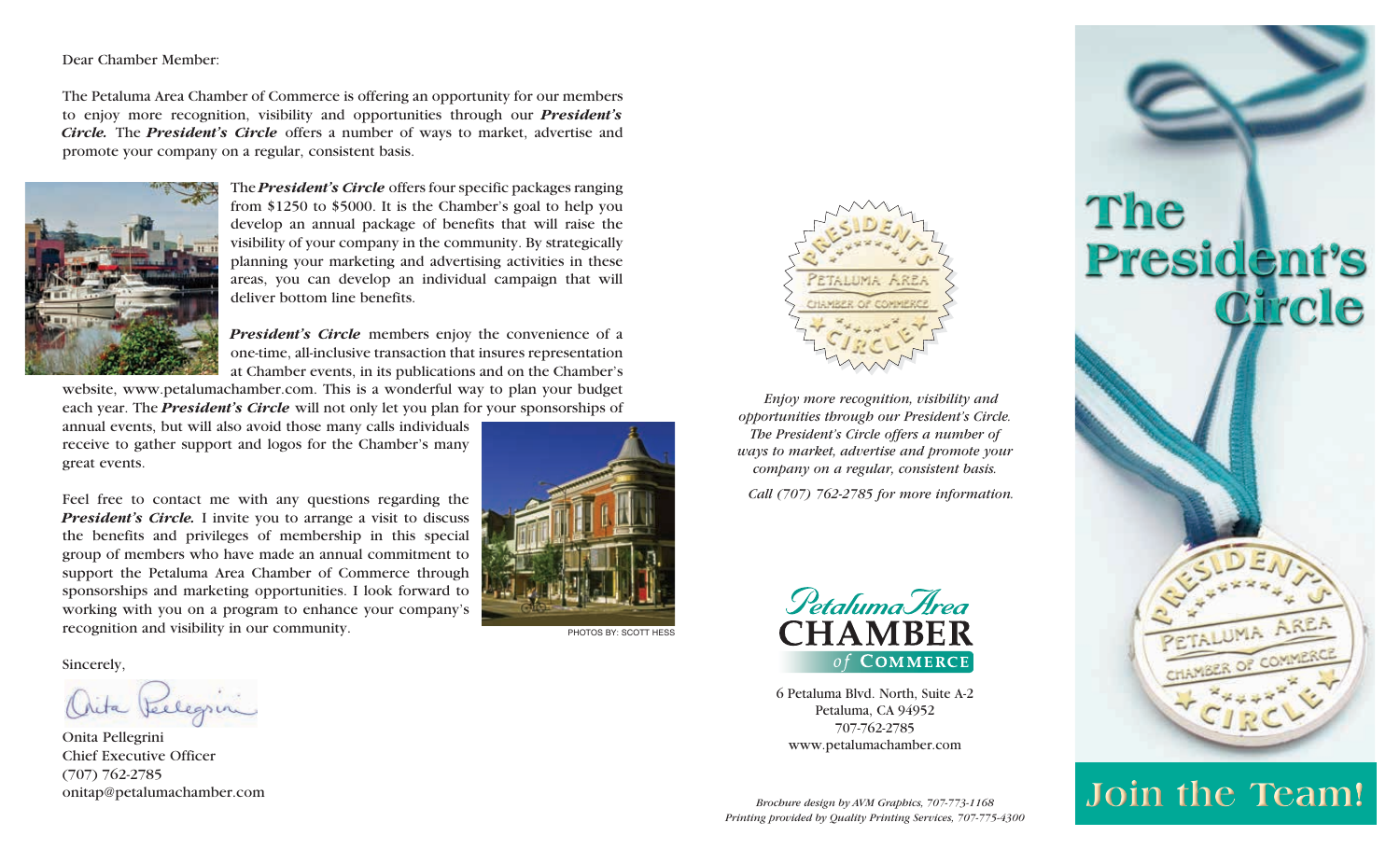Dear Chamber Member:

The Petaluma Area Chamber of Commerce is offering an opportunity for our members to enjoy more recognition, visibility and opportunities through our ***President's Circle.*** The ***President's Circle*** offers a number of ways to market, advertise and promote your company on a regular, consistent basis.

The ***President's Circle*** offers four specific packages ranging from $1250 to $5000. It is the Chamber's goal to help you develop an annual package of benefits that will raise the visibility of your company in the community. By strategically planning your marketing and advertising activities in these areas, you can develop an individual campaign that will deliver bottom line benefits.

***President's Circle*** members enjoy the convenience of a one-time, all-inclusive transaction that insures representation at Chamber events, in its publications and on the Chamber's website, www.petalumachamber.com. This is a wonderful way to plan your budget each year. The ***President's Circle*** will not only let you plan for your sponsorships of annual events, but will also avoid those many calls individuals receive to gather support and logos for the Chamber's many great events.

Feel free to contact me with any questions regarding the ***President's Circle.*** I invite you to arrange a visit to discuss the benefits and privileges of membership in this special group of members who have made an annual commitment to support the Petaluma Area Chamber of Commerce through sponsorships and marketing opportunities. I look forward to working with you on a program to enhance your company's recognition and visibility in our community.

PHOTOS BY: SCOTT HESS

Sincerely,

Onita Pellegrini
Chief Executive Officer
(707) 762-2785
onitap@petalumachamber.com

*Enjoy more recognition, visibility and opportunities through our President's Circle. The President's Circle offers a number of ways to market, advertise and promote your company on a regular, consistent basis.*

*Call (707) 762-2785 for more information.*

Petaluma Area
CHAMBER
of COMMERCE

6 Petaluma Blvd. North, Suite A-2
Petaluma, CA 94952
707-762-2785
www.petalumachamber.com

*Brochure design by AVM Graphics, 707-773-1168*
*Printing provided by Quality Printing Services, 707-775-4300*

# The President's Circle

## Join the Team!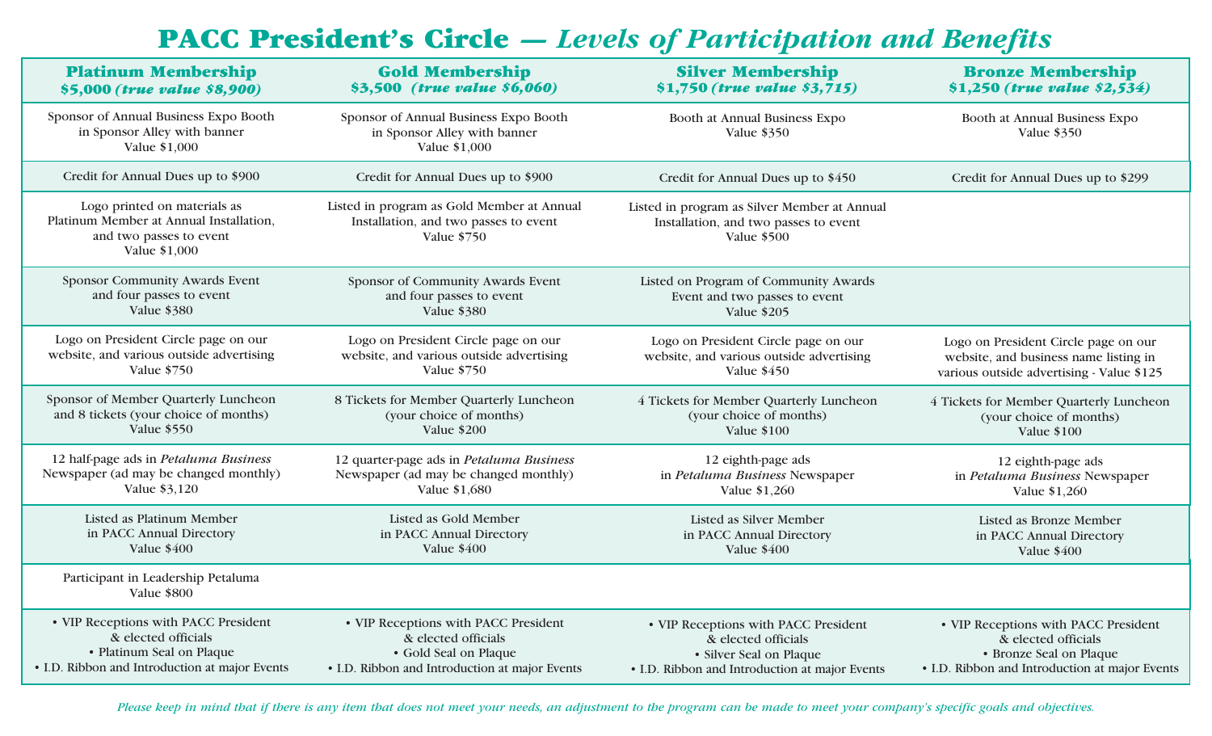# PACC President's Circle — *Levels of Participation and Benefits*

| **Platinum Membership** **$5,000** ***(true value $8,900)*** | **Gold Membership** **$3,500** ***(true value $6,060)*** | **Silver Membership** **$1,750** ***(true value $3,715)*** | **Bronze Membership** **$1,250** ***(true value $2,534)*** |
|---|---|---|---|
| Sponsor of Annual Business Expo Booth in Sponsor Alley with banner Value $1,000 | Sponsor of Annual Business Expo Booth in Sponsor Alley with banner Value $1,000 | Booth at Annual Business Expo Value $350 | Booth at Annual Business Expo Value $350 |
| Credit for Annual Dues up to $900 | Credit for Annual Dues up to $900 | Credit for Annual Dues up to $450 | Credit for Annual Dues up to $299 |
| Logo printed on materials as Platinum Member at Annual Installation, and two passes to event Value $1,000 | Listed in program as Gold Member at Annual Installation, and two passes to event Value $750 | Listed in program as Silver Member at Annual Installation, and two passes to event Value $500 | |
| Sponsor Community Awards Event and four passes to event Value $380 | Sponsor of Community Awards Event and four passes to event Value $380 | Listed on Program of Community Awards Event and two passes to event Value $205 | |
| Logo on President Circle page on our website, and various outside advertising Value $750 | Logo on President Circle page on our website, and various outside advertising Value $750 | Logo on President Circle page on our website, and various outside advertising Value $450 | Logo on President Circle page on our website, and business name listing in various outside advertising - Value $125 |
| Sponsor of Member Quarterly Luncheon and 8 tickets (your choice of months) Value $550 | 8 Tickets for Member Quarterly Luncheon (your choice of months) Value $200 | 4 Tickets for Member Quarterly Luncheon (your choice of months) Value $100 | 4 Tickets for Member Quarterly Luncheon (your choice of months) Value $100 |
| 12 half-page ads in *Petaluma Business* Newspaper (ad may be changed monthly) Value $3,120 | 12 quarter-page ads in *Petaluma Business* Newspaper (ad may be changed monthly) Value $1,680 | 12 eighth-page ads in *Petaluma Business* Newspaper Value $1,260 | 12 eighth-page ads in *Petaluma Business* Newspaper Value $1,260 |
| Listed as Platinum Member in PACC Annual Directory Value $400 | Listed as Gold Member in PACC Annual Directory Value $400 | Listed as Silver Member in PACC Annual Directory Value $400 | Listed as Bronze Member in PACC Annual Directory Value $400 |
| Participant in Leadership Petaluma Value $800 | | | |
| • VIP Receptions with PACC President & elected officials • Platinum Seal on Plaque • I.D. Ribbon and Introduction at major Events | • VIP Receptions with PACC President & elected officials • Gold Seal on Plaque • I.D. Ribbon and Introduction at major Events | • VIP Receptions with PACC President & elected officials • Silver Seal on Plaque • I.D. Ribbon and Introduction at major Events | • VIP Receptions with PACC President & elected officials • Bronze Seal on Plaque • I.D. Ribbon and Introduction at major Events |

*Please keep in mind that if there is any item that does not meet your needs, an adjustment to the program can be made to meet your company's specific goals and objectives.*